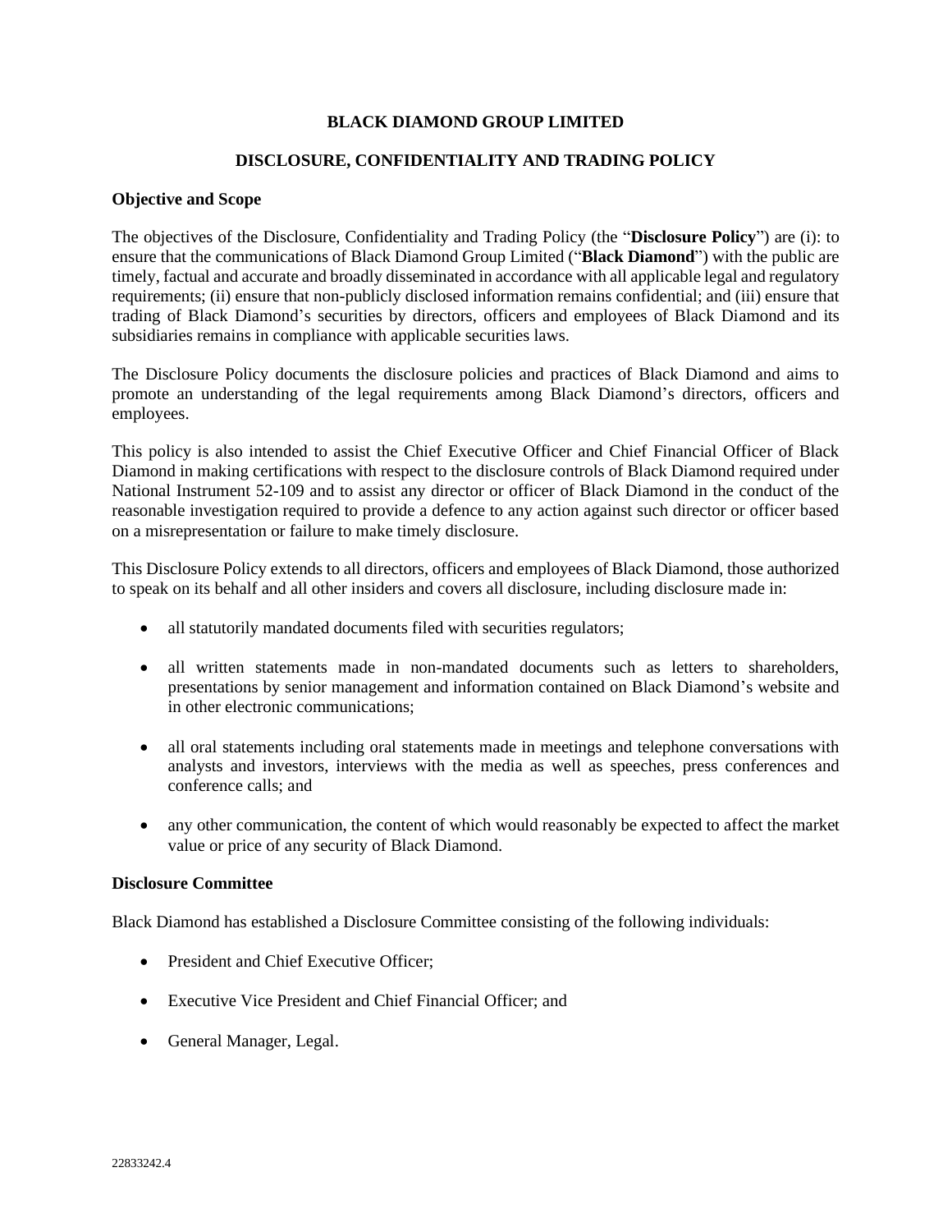# BLACK DIAMOND GROUP LIMITED

## DISCLOSURE, CONFIDENTIALITY AND TRADING POLICY

### Objective and Scope

The objectives of the Disclosure, Confidentiality and Trading Policy (the "**Disclosure Policy**") are (i): to ensure that the communications of Black Diamond Group Limited ("**Black Diamond**") with the public are timely, factual and accurate and broadly disseminated in accordance with all applicable legal and regulatory requirements; (ii) ensure that non-publicly disclosed information remains confidential; and (iii) ensure that trading of Black Diamond's securities by directors, officers and employees of Black Diamond and its subsidiaries remains in compliance with applicable securities laws.

The Disclosure Policy documents the disclosure policies and practices of Black Diamond and aims to promote an understanding of the legal requirements among Black Diamond's directors, officers and employees.

This policy is also intended to assist the Chief Executive Officer and Chief Financial Officer of Black Diamond in making certifications with respect to the disclosure controls of Black Diamond required under National Instrument 52-109 and to assist any director or officer of Black Diamond in the conduct of the reasonable investigation required to provide a defence to any action against such director or officer based on a misrepresentation or failure to make timely disclosure.

This Disclosure Policy extends to all directors, officers and employees of Black Diamond, those authorized to speak on its behalf and all other insiders and covers all disclosure, including disclosure made in:

- all statutorily mandated documents filed with securities regulators;
- all written statements made in non-mandated documents such as letters to shareholders, presentations by senior management and information contained on Black Diamond's website and in other electronic communications;
- all oral statements including oral statements made in meetings and telephone conversations with analysts and investors, interviews with the media as well as speeches, press conferences and conference calls; and
- any other communication, the content of which would reasonably be expected to affect the market value or price of any security of Black Diamond.

### Disclosure Committee

Black Diamond has established a Disclosure Committee consisting of the following individuals:

- President and Chief Executive Officer;
- Executive Vice President and Chief Financial Officer; and
- General Manager, Legal.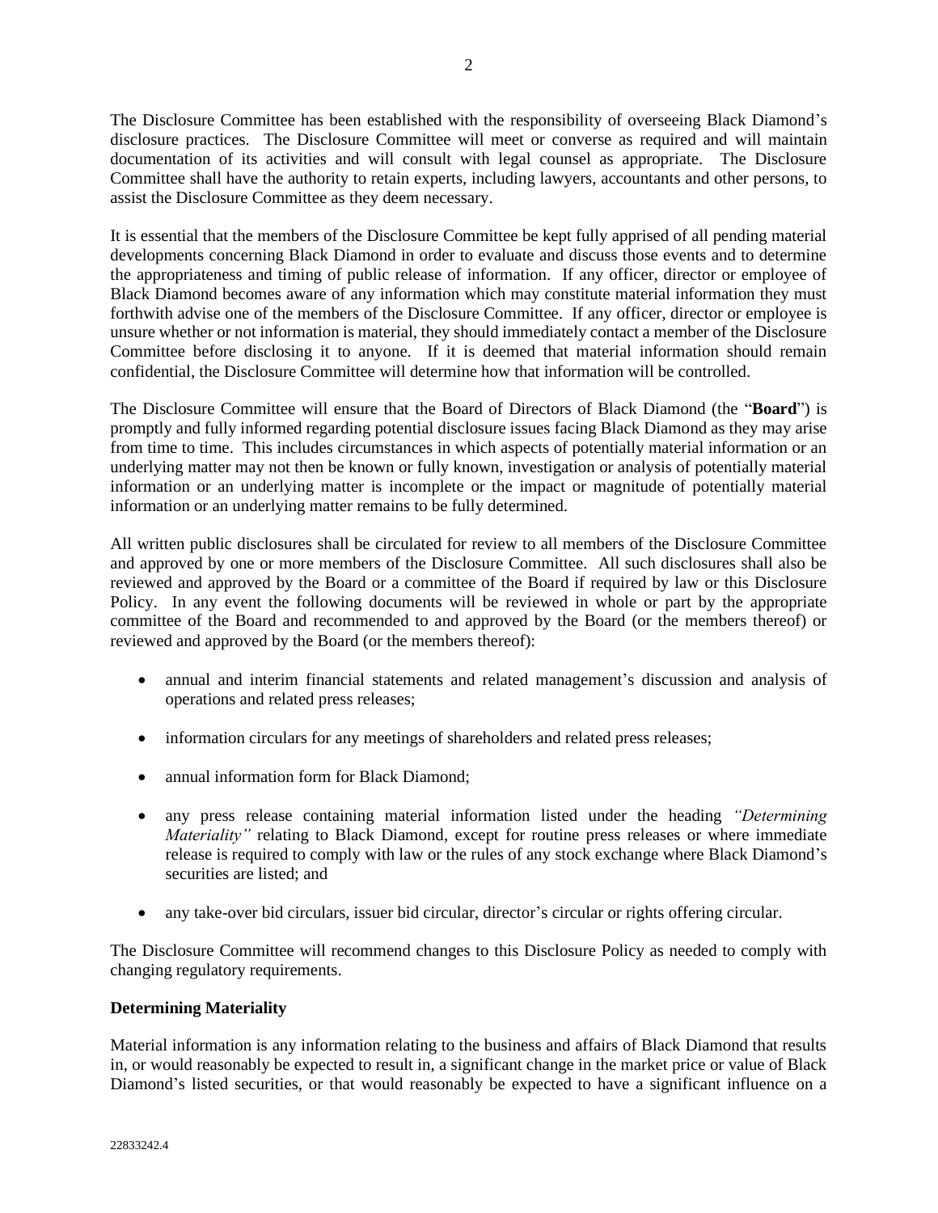The Disclosure Committee has been established with the responsibility of overseeing Black Diamond's disclosure practices. The Disclosure Committee will meet or converse as required and will maintain documentation of its activities and will consult with legal counsel as appropriate. The Disclosure Committee shall have the authority to retain experts, including lawyers, accountants and other persons, to assist the Disclosure Committee as they deem necessary.

It is essential that the members of the Disclosure Committee be kept fully apprised of all pending material developments concerning Black Diamond in order to evaluate and discuss those events and to determine the appropriateness and timing of public release of information. If any officer, director or employee of Black Diamond becomes aware of any information which may constitute material information they must forthwith advise one of the members of the Disclosure Committee. If any officer, director or employee is unsure whether or not information is material, they should immediately contact a member of the Disclosure Committee before disclosing it to anyone. If it is deemed that material information should remain confidential, the Disclosure Committee will determine how that information will be controlled.

The Disclosure Committee will ensure that the Board of Directors of Black Diamond (the "**Board**") is promptly and fully informed regarding potential disclosure issues facing Black Diamond as they may arise from time to time. This includes circumstances in which aspects of potentially material information or an underlying matter may not then be known or fully known, investigation or analysis of potentially material information or an underlying matter is incomplete or the impact or magnitude of potentially material information or an underlying matter remains to be fully determined.

All written public disclosures shall be circulated for review to all members of the Disclosure Committee and approved by one or more members of the Disclosure Committee. All such disclosures shall also be reviewed and approved by the Board or a committee of the Board if required by law or this Disclosure Policy. In any event the following documents will be reviewed in whole or part by the appropriate committee of the Board and recommended to and approved by the Board (or the members thereof) or reviewed and approved by the Board (or the members thereof):

- annual and interim financial statements and related management's discussion and analysis of operations and related press releases;
- information circulars for any meetings of shareholders and related press releases;
- annual information form for Black Diamond;
- any press release containing material information listed under the heading *"Determining Materiality"* relating to Black Diamond, except for routine press releases or where immediate release is required to comply with law or the rules of any stock exchange where Black Diamond's securities are listed; and
- any take-over bid circulars, issuer bid circular, director's circular or rights offering circular.

The Disclosure Committee will recommend changes to this Disclosure Policy as needed to comply with changing regulatory requirements.

**Determining Materiality**

Material information is any information relating to the business and affairs of Black Diamond that results in, or would reasonably be expected to result in, a significant change in the market price or value of Black Diamond's listed securities, or that would reasonably be expected to have a significant influence on a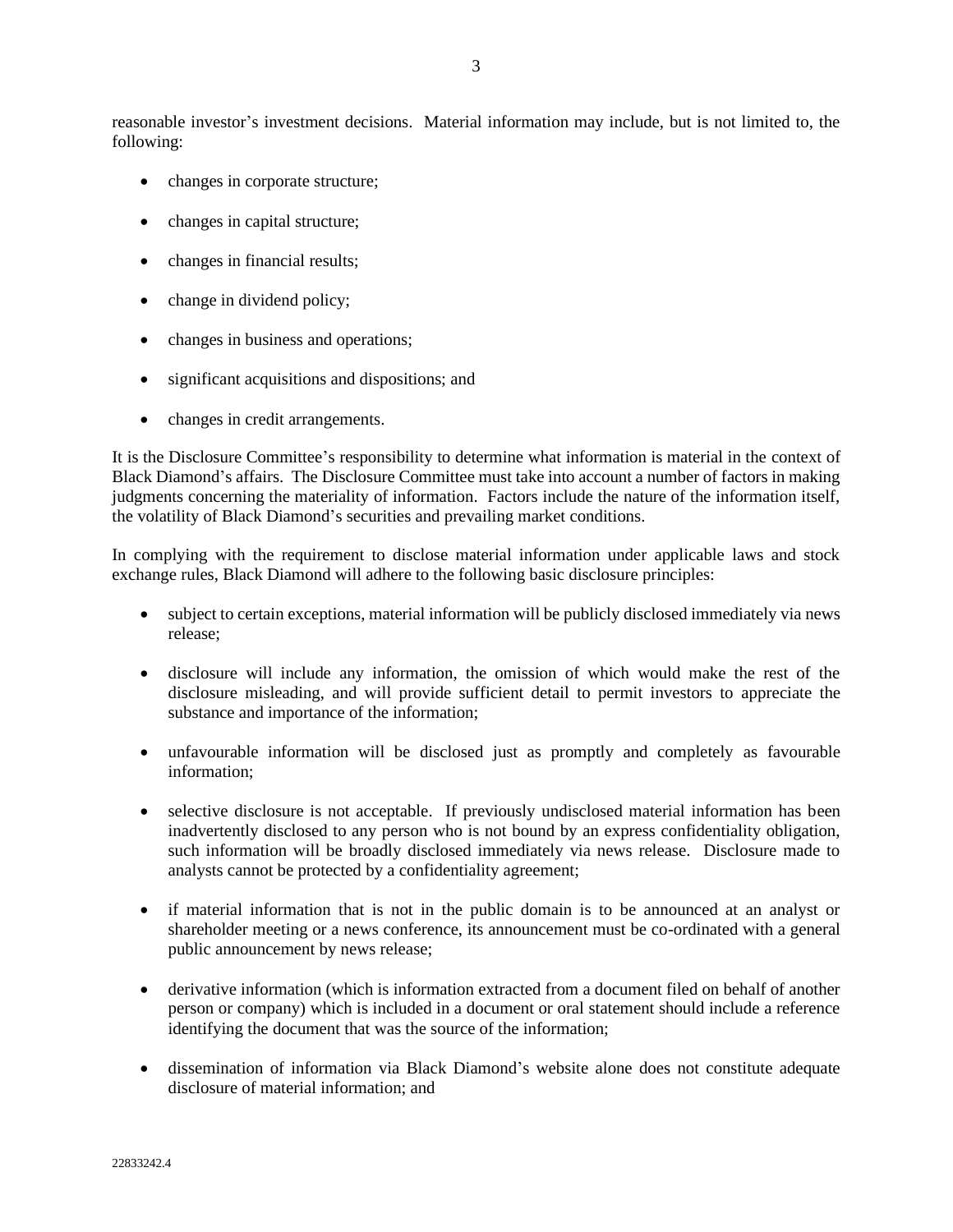reasonable investor's investment decisions. Material information may include, but is not limited to, the following:

- changes in corporate structure;
- changes in capital structure;
- changes in financial results;
- change in dividend policy;
- changes in business and operations;
- significant acquisitions and dispositions; and
- changes in credit arrangements.

It is the Disclosure Committee's responsibility to determine what information is material in the context of Black Diamond's affairs. The Disclosure Committee must take into account a number of factors in making judgments concerning the materiality of information. Factors include the nature of the information itself, the volatility of Black Diamond's securities and prevailing market conditions.

In complying with the requirement to disclose material information under applicable laws and stock exchange rules, Black Diamond will adhere to the following basic disclosure principles:

- subject to certain exceptions, material information will be publicly disclosed immediately via news release;
- disclosure will include any information, the omission of which would make the rest of the disclosure misleading, and will provide sufficient detail to permit investors to appreciate the substance and importance of the information;
- unfavourable information will be disclosed just as promptly and completely as favourable information;
- selective disclosure is not acceptable. If previously undisclosed material information has been inadvertently disclosed to any person who is not bound by an express confidentiality obligation, such information will be broadly disclosed immediately via news release. Disclosure made to analysts cannot be protected by a confidentiality agreement;
- if material information that is not in the public domain is to be announced at an analyst or shareholder meeting or a news conference, its announcement must be co-ordinated with a general public announcement by news release;
- derivative information (which is information extracted from a document filed on behalf of another person or company) which is included in a document or oral statement should include a reference identifying the document that was the source of the information;
- dissemination of information via Black Diamond's website alone does not constitute adequate disclosure of material information; and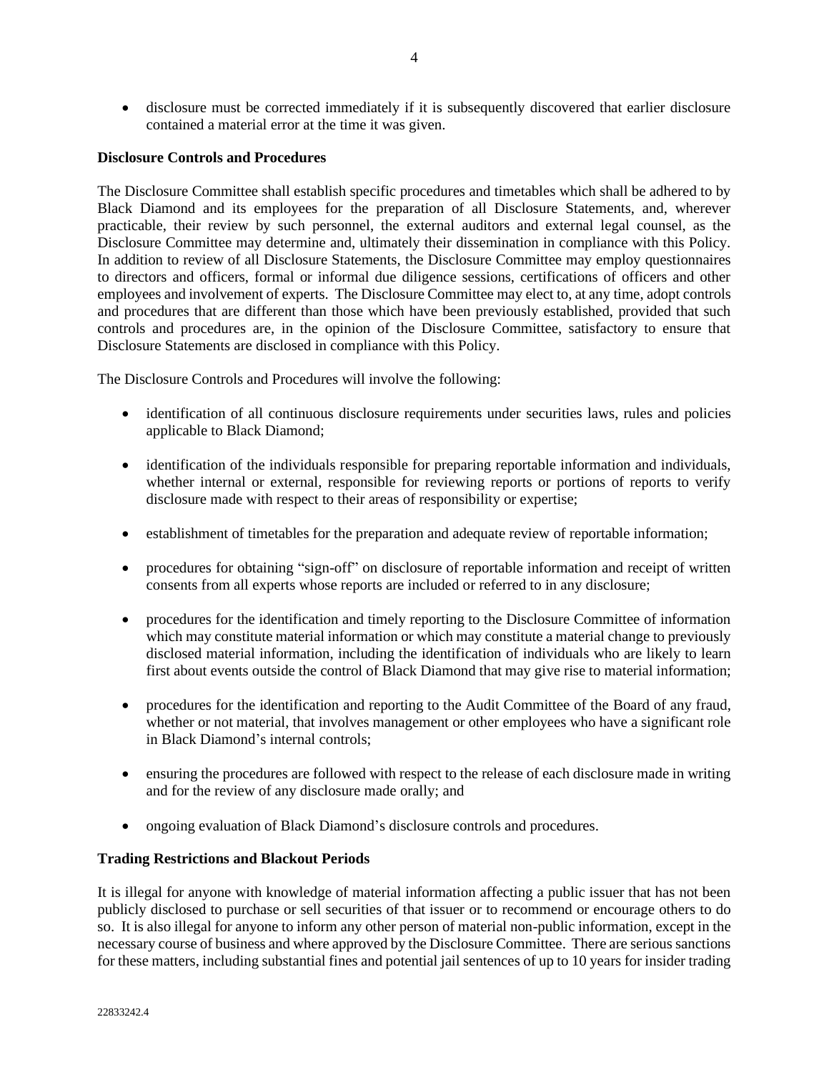- disclosure must be corrected immediately if it is subsequently discovered that earlier disclosure contained a material error at the time it was given.

**Disclosure Controls and Procedures**

The Disclosure Committee shall establish specific procedures and timetables which shall be adhered to by Black Diamond and its employees for the preparation of all Disclosure Statements, and, wherever practicable, their review by such personnel, the external auditors and external legal counsel, as the Disclosure Committee may determine and, ultimately their dissemination in compliance with this Policy. In addition to review of all Disclosure Statements, the Disclosure Committee may employ questionnaires to directors and officers, formal or informal due diligence sessions, certifications of officers and other employees and involvement of experts. The Disclosure Committee may elect to, at any time, adopt controls and procedures that are different than those which have been previously established, provided that such controls and procedures are, in the opinion of the Disclosure Committee, satisfactory to ensure that Disclosure Statements are disclosed in compliance with this Policy.

The Disclosure Controls and Procedures will involve the following:

- identification of all continuous disclosure requirements under securities laws, rules and policies applicable to Black Diamond;
- identification of the individuals responsible for preparing reportable information and individuals, whether internal or external, responsible for reviewing reports or portions of reports to verify disclosure made with respect to their areas of responsibility or expertise;
- establishment of timetables for the preparation and adequate review of reportable information;
- procedures for obtaining "sign-off" on disclosure of reportable information and receipt of written consents from all experts whose reports are included or referred to in any disclosure;
- procedures for the identification and timely reporting to the Disclosure Committee of information which may constitute material information or which may constitute a material change to previously disclosed material information, including the identification of individuals who are likely to learn first about events outside the control of Black Diamond that may give rise to material information;
- procedures for the identification and reporting to the Audit Committee of the Board of any fraud, whether or not material, that involves management or other employees who have a significant role in Black Diamond's internal controls;
- ensuring the procedures are followed with respect to the release of each disclosure made in writing and for the review of any disclosure made orally; and
- ongoing evaluation of Black Diamond's disclosure controls and procedures.

**Trading Restrictions and Blackout Periods**

It is illegal for anyone with knowledge of material information affecting a public issuer that has not been publicly disclosed to purchase or sell securities of that issuer or to recommend or encourage others to do so. It is also illegal for anyone to inform any other person of material non-public information, except in the necessary course of business and where approved by the Disclosure Committee. There are serious sanctions for these matters, including substantial fines and potential jail sentences of up to 10 years for insider trading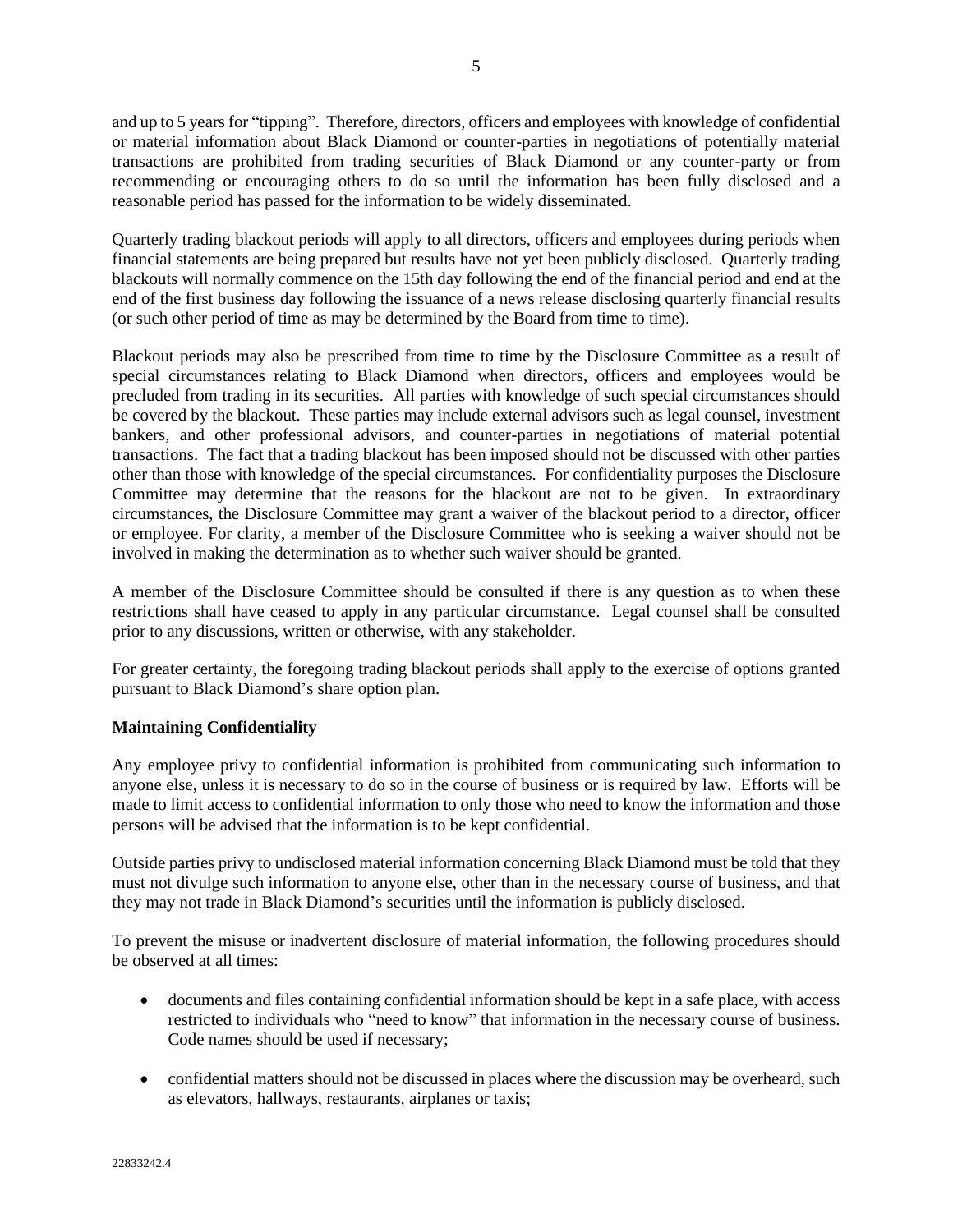and up to 5 years for "tipping". Therefore, directors, officers and employees with knowledge of confidential or material information about Black Diamond or counter-parties in negotiations of potentially material transactions are prohibited from trading securities of Black Diamond or any counter-party or from recommending or encouraging others to do so until the information has been fully disclosed and a reasonable period has passed for the information to be widely disseminated.

Quarterly trading blackout periods will apply to all directors, officers and employees during periods when financial statements are being prepared but results have not yet been publicly disclosed. Quarterly trading blackouts will normally commence on the 15th day following the end of the financial period and end at the end of the first business day following the issuance of a news release disclosing quarterly financial results (or such other period of time as may be determined by the Board from time to time).

Blackout periods may also be prescribed from time to time by the Disclosure Committee as a result of special circumstances relating to Black Diamond when directors, officers and employees would be precluded from trading in its securities. All parties with knowledge of such special circumstances should be covered by the blackout. These parties may include external advisors such as legal counsel, investment bankers, and other professional advisors, and counter-parties in negotiations of material potential transactions. The fact that a trading blackout has been imposed should not be discussed with other parties other than those with knowledge of the special circumstances. For confidentiality purposes the Disclosure Committee may determine that the reasons for the blackout are not to be given. In extraordinary circumstances, the Disclosure Committee may grant a waiver of the blackout period to a director, officer or employee. For clarity, a member of the Disclosure Committee who is seeking a waiver should not be involved in making the determination as to whether such waiver should be granted.

A member of the Disclosure Committee should be consulted if there is any question as to when these restrictions shall have ceased to apply in any particular circumstance. Legal counsel shall be consulted prior to any discussions, written or otherwise, with any stakeholder.

For greater certainty, the foregoing trading blackout periods shall apply to the exercise of options granted pursuant to Black Diamond's share option plan.

**Maintaining Confidentiality**

Any employee privy to confidential information is prohibited from communicating such information to anyone else, unless it is necessary to do so in the course of business or is required by law. Efforts will be made to limit access to confidential information to only those who need to know the information and those persons will be advised that the information is to be kept confidential.

Outside parties privy to undisclosed material information concerning Black Diamond must be told that they must not divulge such information to anyone else, other than in the necessary course of business, and that they may not trade in Black Diamond's securities until the information is publicly disclosed.

To prevent the misuse or inadvertent disclosure of material information, the following procedures should be observed at all times:

- documents and files containing confidential information should be kept in a safe place, with access restricted to individuals who "need to know" that information in the necessary course of business. Code names should be used if necessary;
- confidential matters should not be discussed in places where the discussion may be overheard, such as elevators, hallways, restaurants, airplanes or taxis;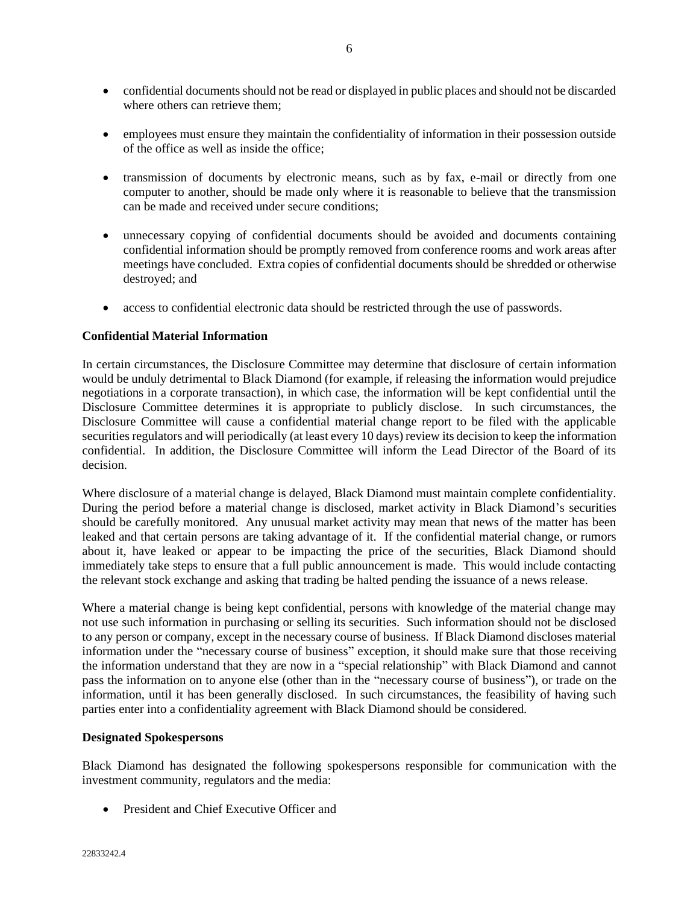- confidential documents should not be read or displayed in public places and should not be discarded where others can retrieve them;

- employees must ensure they maintain the confidentiality of information in their possession outside of the office as well as inside the office;

- transmission of documents by electronic means, such as by fax, e-mail or directly from one computer to another, should be made only where it is reasonable to believe that the transmission can be made and received under secure conditions;

- unnecessary copying of confidential documents should be avoided and documents containing confidential information should be promptly removed from conference rooms and work areas after meetings have concluded. Extra copies of confidential documents should be shredded or otherwise destroyed; and

- access to confidential electronic data should be restricted through the use of passwords.

**Confidential Material Information**

In certain circumstances, the Disclosure Committee may determine that disclosure of certain information would be unduly detrimental to Black Diamond (for example, if releasing the information would prejudice negotiations in a corporate transaction), in which case, the information will be kept confidential until the Disclosure Committee determines it is appropriate to publicly disclose. In such circumstances, the Disclosure Committee will cause a confidential material change report to be filed with the applicable securities regulators and will periodically (at least every 10 days) review its decision to keep the information confidential. In addition, the Disclosure Committee will inform the Lead Director of the Board of its decision.

Where disclosure of a material change is delayed, Black Diamond must maintain complete confidentiality. During the period before a material change is disclosed, market activity in Black Diamond's securities should be carefully monitored. Any unusual market activity may mean that news of the matter has been leaked and that certain persons are taking advantage of it. If the confidential material change, or rumors about it, have leaked or appear to be impacting the price of the securities, Black Diamond should immediately take steps to ensure that a full public announcement is made. This would include contacting the relevant stock exchange and asking that trading be halted pending the issuance of a news release.

Where a material change is being kept confidential, persons with knowledge of the material change may not use such information in purchasing or selling its securities. Such information should not be disclosed to any person or company, except in the necessary course of business. If Black Diamond discloses material information under the "necessary course of business" exception, it should make sure that those receiving the information understand that they are now in a "special relationship" with Black Diamond and cannot pass the information on to anyone else (other than in the "necessary course of business"), or trade on the information, until it has been generally disclosed. In such circumstances, the feasibility of having such parties enter into a confidentiality agreement with Black Diamond should be considered.

**Designated Spokespersons**

Black Diamond has designated the following spokespersons responsible for communication with the investment community, regulators and the media:

- President and Chief Executive Officer and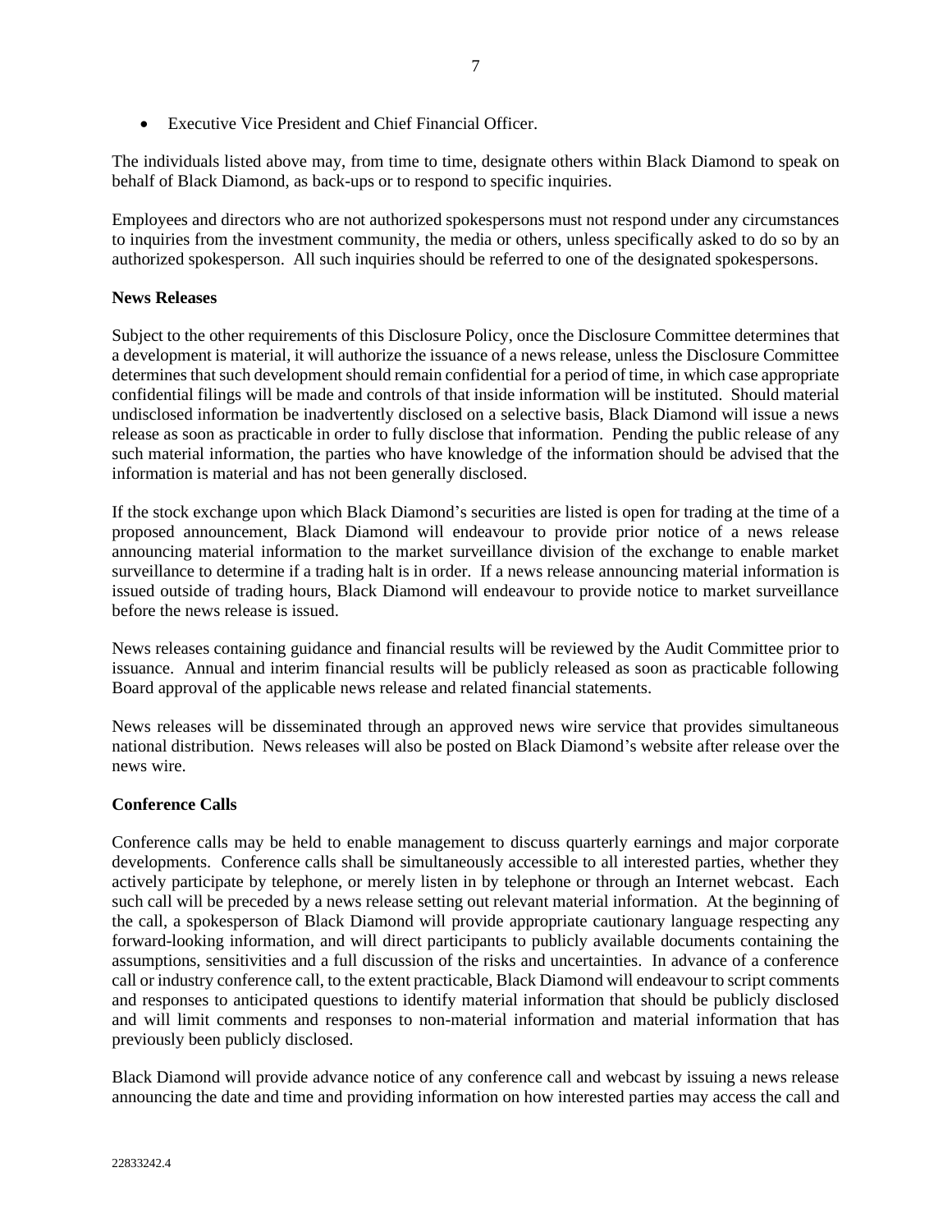- Executive Vice President and Chief Financial Officer.

The individuals listed above may, from time to time, designate others within Black Diamond to speak on behalf of Black Diamond, as back-ups or to respond to specific inquiries.

Employees and directors who are not authorized spokespersons must not respond under any circumstances to inquiries from the investment community, the media or others, unless specifically asked to do so by an authorized spokesperson. All such inquiries should be referred to one of the designated spokespersons.

**News Releases**

Subject to the other requirements of this Disclosure Policy, once the Disclosure Committee determines that a development is material, it will authorize the issuance of a news release, unless the Disclosure Committee determines that such development should remain confidential for a period of time, in which case appropriate confidential filings will be made and controls of that inside information will be instituted. Should material undisclosed information be inadvertently disclosed on a selective basis, Black Diamond will issue a news release as soon as practicable in order to fully disclose that information. Pending the public release of any such material information, the parties who have knowledge of the information should be advised that the information is material and has not been generally disclosed.

If the stock exchange upon which Black Diamond's securities are listed is open for trading at the time of a proposed announcement, Black Diamond will endeavour to provide prior notice of a news release announcing material information to the market surveillance division of the exchange to enable market surveillance to determine if a trading halt is in order. If a news release announcing material information is issued outside of trading hours, Black Diamond will endeavour to provide notice to market surveillance before the news release is issued.

News releases containing guidance and financial results will be reviewed by the Audit Committee prior to issuance. Annual and interim financial results will be publicly released as soon as practicable following Board approval of the applicable news release and related financial statements.

News releases will be disseminated through an approved news wire service that provides simultaneous national distribution. News releases will also be posted on Black Diamond's website after release over the news wire.

**Conference Calls**

Conference calls may be held to enable management to discuss quarterly earnings and major corporate developments. Conference calls shall be simultaneously accessible to all interested parties, whether they actively participate by telephone, or merely listen in by telephone or through an Internet webcast. Each such call will be preceded by a news release setting out relevant material information. At the beginning of the call, a spokesperson of Black Diamond will provide appropriate cautionary language respecting any forward-looking information, and will direct participants to publicly available documents containing the assumptions, sensitivities and a full discussion of the risks and uncertainties. In advance of a conference call or industry conference call, to the extent practicable, Black Diamond will endeavour to script comments and responses to anticipated questions to identify material information that should be publicly disclosed and will limit comments and responses to non-material information and material information that has previously been publicly disclosed.

Black Diamond will provide advance notice of any conference call and webcast by issuing a news release announcing the date and time and providing information on how interested parties may access the call and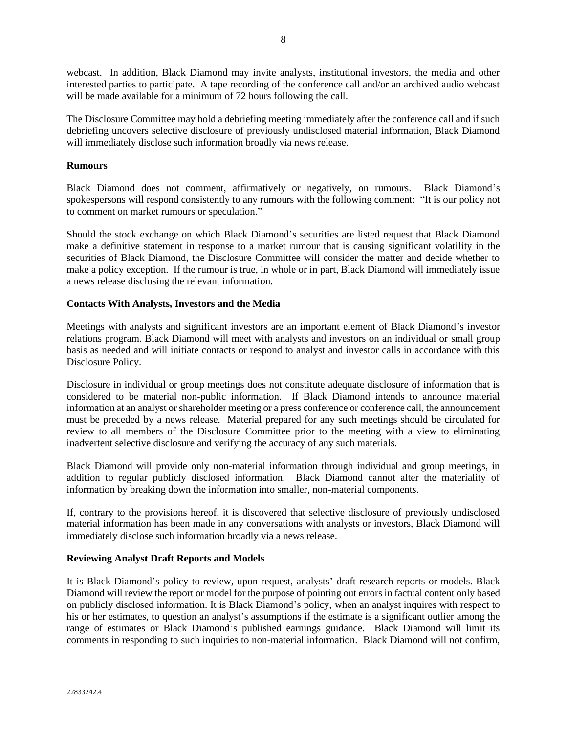webcast. In addition, Black Diamond may invite analysts, institutional investors, the media and other interested parties to participate. A tape recording of the conference call and/or an archived audio webcast will be made available for a minimum of 72 hours following the call.

The Disclosure Committee may hold a debriefing meeting immediately after the conference call and if such debriefing uncovers selective disclosure of previously undisclosed material information, Black Diamond will immediately disclose such information broadly via news release.

**Rumours**

Black Diamond does not comment, affirmatively or negatively, on rumours. Black Diamond's spokespersons will respond consistently to any rumours with the following comment: "It is our policy not to comment on market rumours or speculation."

Should the stock exchange on which Black Diamond's securities are listed request that Black Diamond make a definitive statement in response to a market rumour that is causing significant volatility in the securities of Black Diamond, the Disclosure Committee will consider the matter and decide whether to make a policy exception. If the rumour is true, in whole or in part, Black Diamond will immediately issue a news release disclosing the relevant information.

**Contacts With Analysts, Investors and the Media**

Meetings with analysts and significant investors are an important element of Black Diamond's investor relations program. Black Diamond will meet with analysts and investors on an individual or small group basis as needed and will initiate contacts or respond to analyst and investor calls in accordance with this Disclosure Policy.

Disclosure in individual or group meetings does not constitute adequate disclosure of information that is considered to be material non-public information. If Black Diamond intends to announce material information at an analyst or shareholder meeting or a press conference or conference call, the announcement must be preceded by a news release. Material prepared for any such meetings should be circulated for review to all members of the Disclosure Committee prior to the meeting with a view to eliminating inadvertent selective disclosure and verifying the accuracy of any such materials.

Black Diamond will provide only non-material information through individual and group meetings, in addition to regular publicly disclosed information. Black Diamond cannot alter the materiality of information by breaking down the information into smaller, non-material components.

If, contrary to the provisions hereof, it is discovered that selective disclosure of previously undisclosed material information has been made in any conversations with analysts or investors, Black Diamond will immediately disclose such information broadly via a news release.

**Reviewing Analyst Draft Reports and Models**

It is Black Diamond's policy to review, upon request, analysts' draft research reports or models. Black Diamond will review the report or model for the purpose of pointing out errors in factual content only based on publicly disclosed information. It is Black Diamond's policy, when an analyst inquires with respect to his or her estimates, to question an analyst's assumptions if the estimate is a significant outlier among the range of estimates or Black Diamond's published earnings guidance. Black Diamond will limit its comments in responding to such inquiries to non-material information. Black Diamond will not confirm,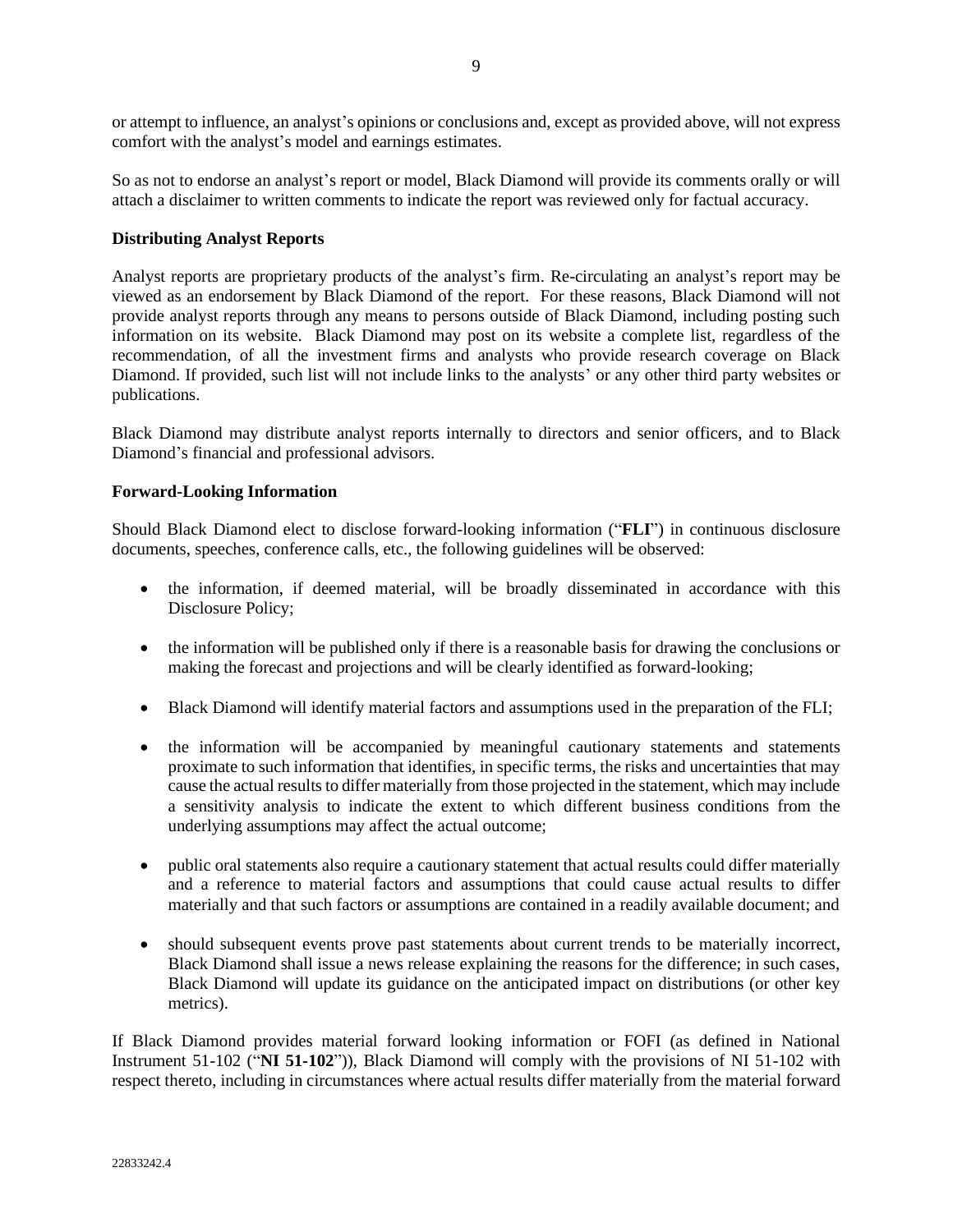or attempt to influence, an analyst's opinions or conclusions and, except as provided above, will not express comfort with the analyst's model and earnings estimates.

So as not to endorse an analyst's report or model, Black Diamond will provide its comments orally or will attach a disclaimer to written comments to indicate the report was reviewed only for factual accuracy.

**Distributing Analyst Reports**

Analyst reports are proprietary products of the analyst's firm. Re-circulating an analyst's report may be viewed as an endorsement by Black Diamond of the report. For these reasons, Black Diamond will not provide analyst reports through any means to persons outside of Black Diamond, including posting such information on its website. Black Diamond may post on its website a complete list, regardless of the recommendation, of all the investment firms and analysts who provide research coverage on Black Diamond. If provided, such list will not include links to the analysts' or any other third party websites or publications.

Black Diamond may distribute analyst reports internally to directors and senior officers, and to Black Diamond's financial and professional advisors.

**Forward-Looking Information**

Should Black Diamond elect to disclose forward-looking information ("**FLI**") in continuous disclosure documents, speeches, conference calls, etc., the following guidelines will be observed:

- the information, if deemed material, will be broadly disseminated in accordance with this Disclosure Policy;
- the information will be published only if there is a reasonable basis for drawing the conclusions or making the forecast and projections and will be clearly identified as forward-looking;
- Black Diamond will identify material factors and assumptions used in the preparation of the FLI;
- the information will be accompanied by meaningful cautionary statements and statements proximate to such information that identifies, in specific terms, the risks and uncertainties that may cause the actual results to differ materially from those projected in the statement, which may include a sensitivity analysis to indicate the extent to which different business conditions from the underlying assumptions may affect the actual outcome;
- public oral statements also require a cautionary statement that actual results could differ materially and a reference to material factors and assumptions that could cause actual results to differ materially and that such factors or assumptions are contained in a readily available document; and
- should subsequent events prove past statements about current trends to be materially incorrect, Black Diamond shall issue a news release explaining the reasons for the difference; in such cases, Black Diamond will update its guidance on the anticipated impact on distributions (or other key metrics).

If Black Diamond provides material forward looking information or FOFI (as defined in National Instrument 51-102 ("**NI 51-102**")), Black Diamond will comply with the provisions of NI 51-102 with respect thereto, including in circumstances where actual results differ materially from the material forward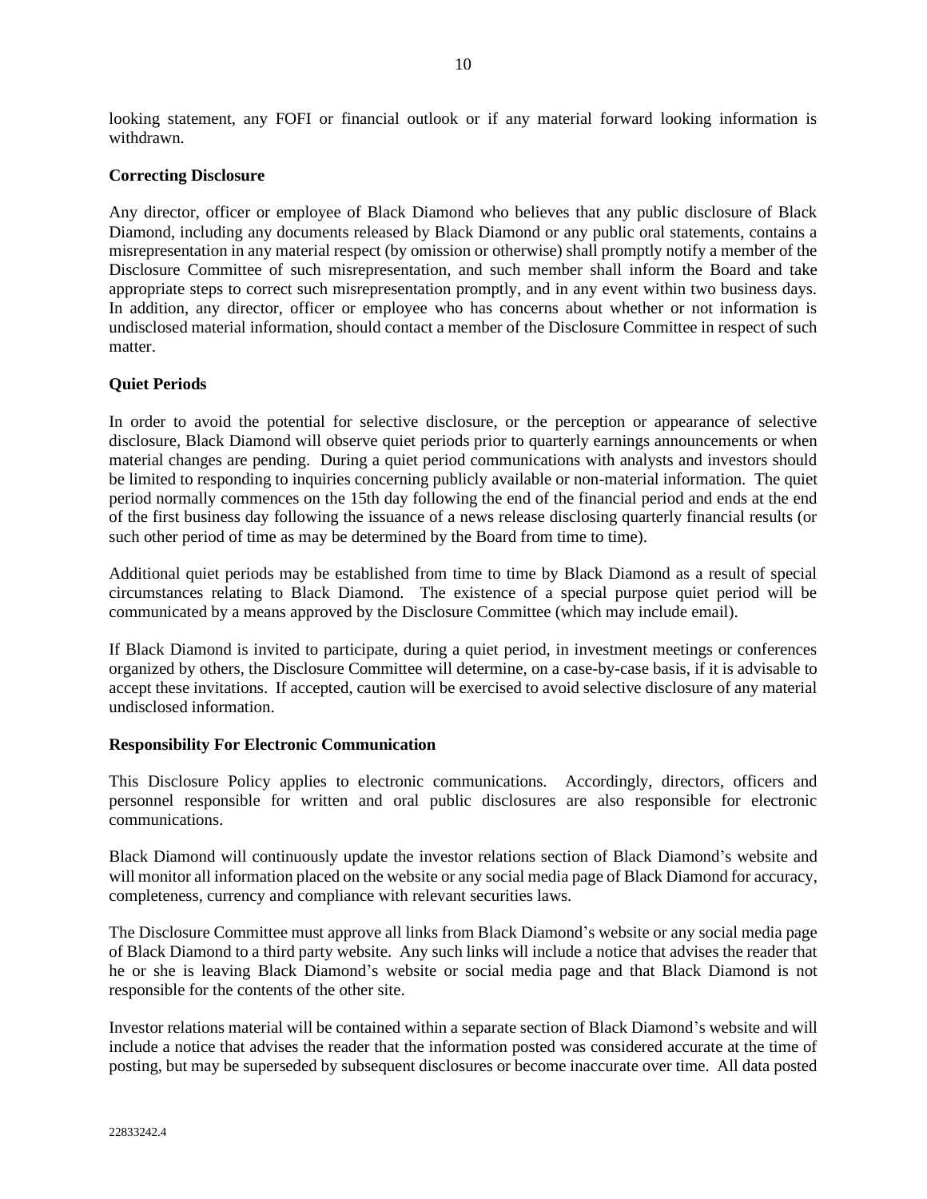looking statement, any FOFI or financial outlook or if any material forward looking information is withdrawn.

**Correcting Disclosure**

Any director, officer or employee of Black Diamond who believes that any public disclosure of Black Diamond, including any documents released by Black Diamond or any public oral statements, contains a misrepresentation in any material respect (by omission or otherwise) shall promptly notify a member of the Disclosure Committee of such misrepresentation, and such member shall inform the Board and take appropriate steps to correct such misrepresentation promptly, and in any event within two business days. In addition, any director, officer or employee who has concerns about whether or not information is undisclosed material information, should contact a member of the Disclosure Committee in respect of such matter.

**Quiet Periods**

In order to avoid the potential for selective disclosure, or the perception or appearance of selective disclosure, Black Diamond will observe quiet periods prior to quarterly earnings announcements or when material changes are pending. During a quiet period communications with analysts and investors should be limited to responding to inquiries concerning publicly available or non-material information. The quiet period normally commences on the 15th day following the end of the financial period and ends at the end of the first business day following the issuance of a news release disclosing quarterly financial results (or such other period of time as may be determined by the Board from time to time).

Additional quiet periods may be established from time to time by Black Diamond as a result of special circumstances relating to Black Diamond. The existence of a special purpose quiet period will be communicated by a means approved by the Disclosure Committee (which may include email).

If Black Diamond is invited to participate, during a quiet period, in investment meetings or conferences organized by others, the Disclosure Committee will determine, on a case-by-case basis, if it is advisable to accept these invitations. If accepted, caution will be exercised to avoid selective disclosure of any material undisclosed information.

**Responsibility For Electronic Communication**

This Disclosure Policy applies to electronic communications. Accordingly, directors, officers and personnel responsible for written and oral public disclosures are also responsible for electronic communications.

Black Diamond will continuously update the investor relations section of Black Diamond's website and will monitor all information placed on the website or any social media page of Black Diamond for accuracy, completeness, currency and compliance with relevant securities laws.

The Disclosure Committee must approve all links from Black Diamond's website or any social media page of Black Diamond to a third party website. Any such links will include a notice that advises the reader that he or she is leaving Black Diamond's website or social media page and that Black Diamond is not responsible for the contents of the other site.

Investor relations material will be contained within a separate section of Black Diamond's website and will include a notice that advises the reader that the information posted was considered accurate at the time of posting, but may be superseded by subsequent disclosures or become inaccurate over time. All data posted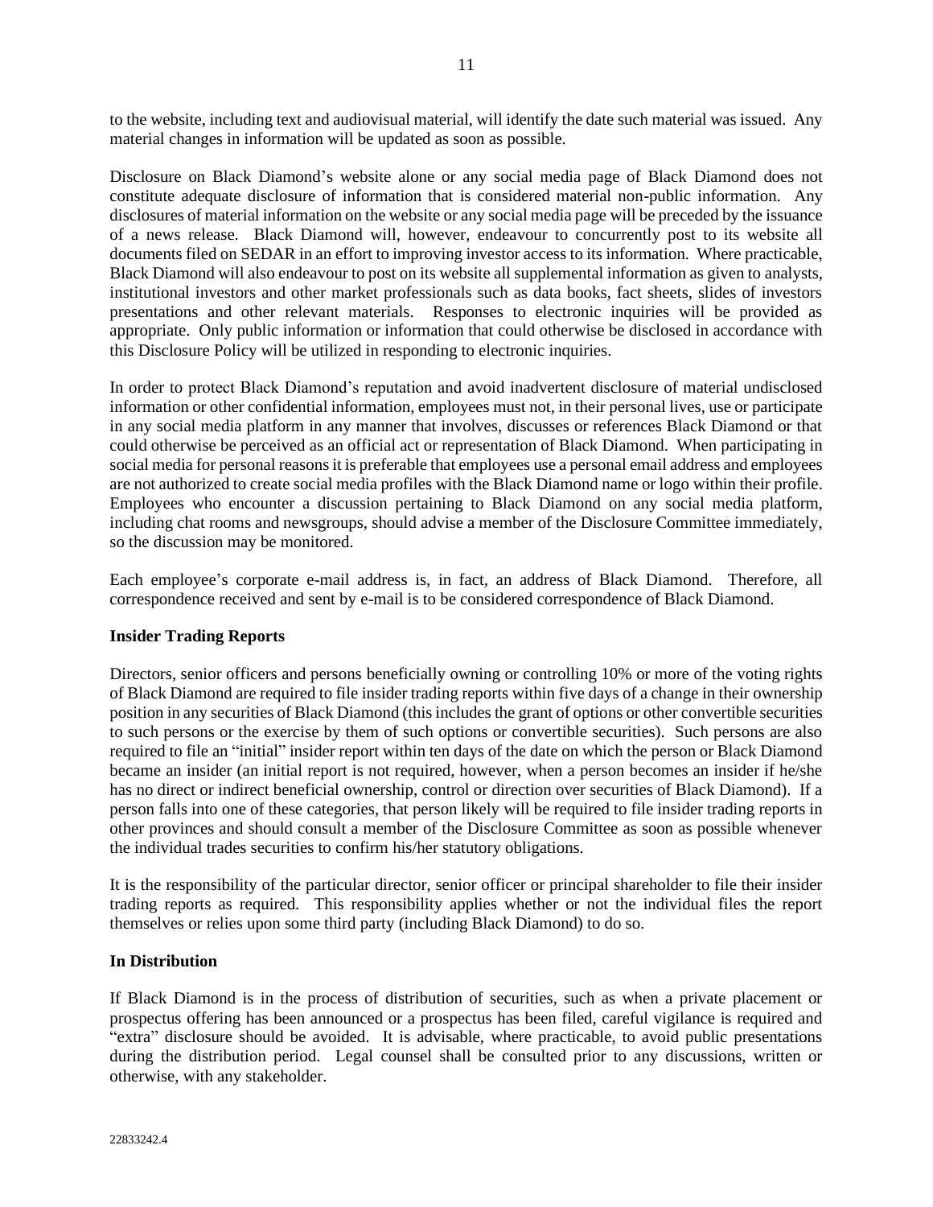to the website, including text and audiovisual material, will identify the date such material was issued. Any material changes in information will be updated as soon as possible.

Disclosure on Black Diamond's website alone or any social media page of Black Diamond does not constitute adequate disclosure of information that is considered material non-public information. Any disclosures of material information on the website or any social media page will be preceded by the issuance of a news release. Black Diamond will, however, endeavour to concurrently post to its website all documents filed on SEDAR in an effort to improving investor access to its information. Where practicable, Black Diamond will also endeavour to post on its website all supplemental information as given to analysts, institutional investors and other market professionals such as data books, fact sheets, slides of investors presentations and other relevant materials. Responses to electronic inquiries will be provided as appropriate. Only public information or information that could otherwise be disclosed in accordance with this Disclosure Policy will be utilized in responding to electronic inquiries.

In order to protect Black Diamond's reputation and avoid inadvertent disclosure of material undisclosed information or other confidential information, employees must not, in their personal lives, use or participate in any social media platform in any manner that involves, discusses or references Black Diamond or that could otherwise be perceived as an official act or representation of Black Diamond. When participating in social media for personal reasons it is preferable that employees use a personal email address and employees are not authorized to create social media profiles with the Black Diamond name or logo within their profile. Employees who encounter a discussion pertaining to Black Diamond on any social media platform, including chat rooms and newsgroups, should advise a member of the Disclosure Committee immediately, so the discussion may be monitored.

Each employee's corporate e-mail address is, in fact, an address of Black Diamond. Therefore, all correspondence received and sent by e-mail is to be considered correspondence of Black Diamond.

**Insider Trading Reports**

Directors, senior officers and persons beneficially owning or controlling 10% or more of the voting rights of Black Diamond are required to file insider trading reports within five days of a change in their ownership position in any securities of Black Diamond (this includes the grant of options or other convertible securities to such persons or the exercise by them of such options or convertible securities). Such persons are also required to file an "initial" insider report within ten days of the date on which the person or Black Diamond became an insider (an initial report is not required, however, when a person becomes an insider if he/she has no direct or indirect beneficial ownership, control or direction over securities of Black Diamond). If a person falls into one of these categories, that person likely will be required to file insider trading reports in other provinces and should consult a member of the Disclosure Committee as soon as possible whenever the individual trades securities to confirm his/her statutory obligations.

It is the responsibility of the particular director, senior officer or principal shareholder to file their insider trading reports as required. This responsibility applies whether or not the individual files the report themselves or relies upon some third party (including Black Diamond) to do so.

**In Distribution**

If Black Diamond is in the process of distribution of securities, such as when a private placement or prospectus offering has been announced or a prospectus has been filed, careful vigilance is required and "extra" disclosure should be avoided. It is advisable, where practicable, to avoid public presentations during the distribution period. Legal counsel shall be consulted prior to any discussions, written or otherwise, with any stakeholder.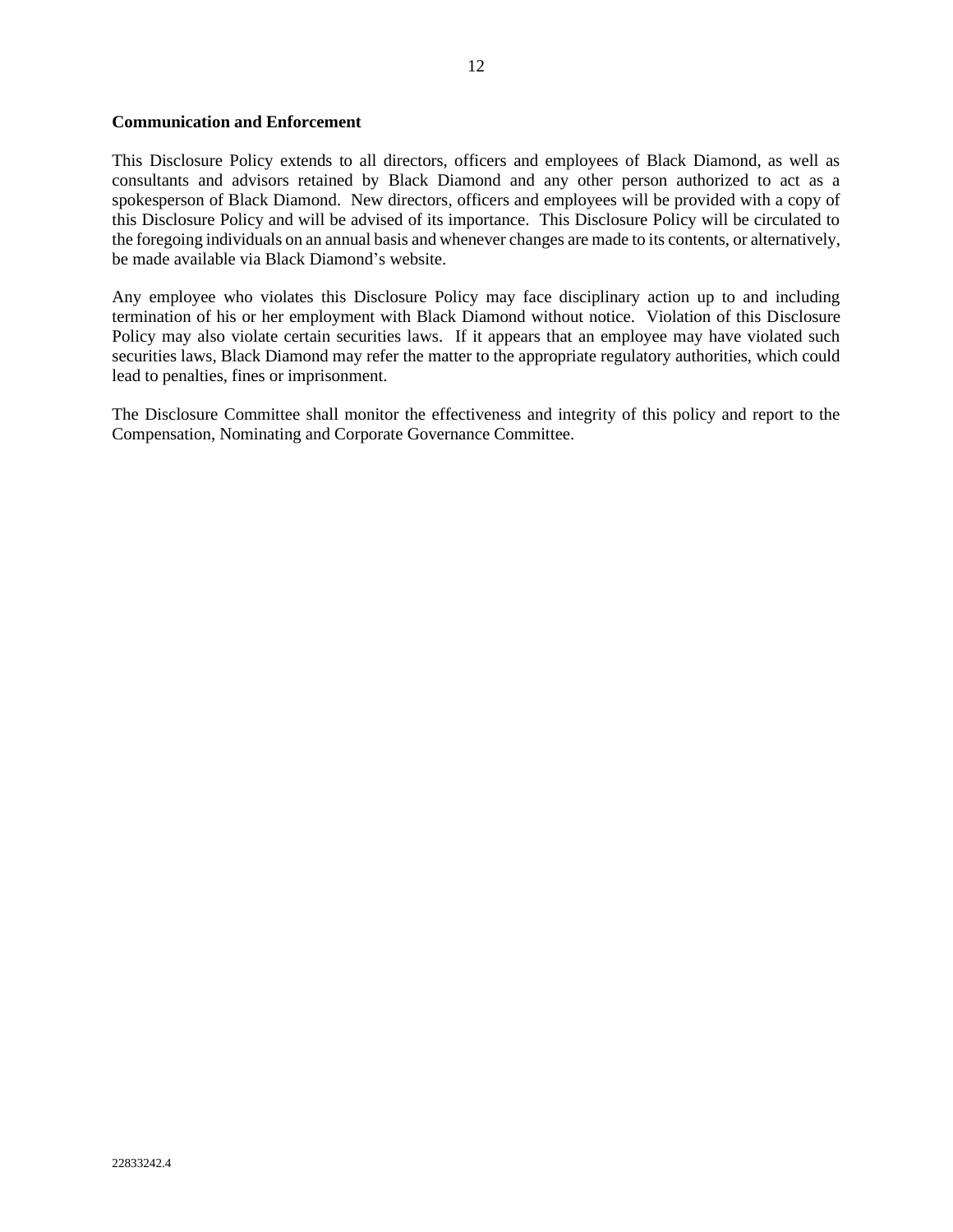**Communication and Enforcement**

This Disclosure Policy extends to all directors, officers and employees of Black Diamond, as well as consultants and advisors retained by Black Diamond and any other person authorized to act as a spokesperson of Black Diamond. New directors, officers and employees will be provided with a copy of this Disclosure Policy and will be advised of its importance. This Disclosure Policy will be circulated to the foregoing individuals on an annual basis and whenever changes are made to its contents, or alternatively, be made available via Black Diamond's website.

Any employee who violates this Disclosure Policy may face disciplinary action up to and including termination of his or her employment with Black Diamond without notice. Violation of this Disclosure Policy may also violate certain securities laws. If it appears that an employee may have violated such securities laws, Black Diamond may refer the matter to the appropriate regulatory authorities, which could lead to penalties, fines or imprisonment.

The Disclosure Committee shall monitor the effectiveness and integrity of this policy and report to the Compensation, Nominating and Corporate Governance Committee.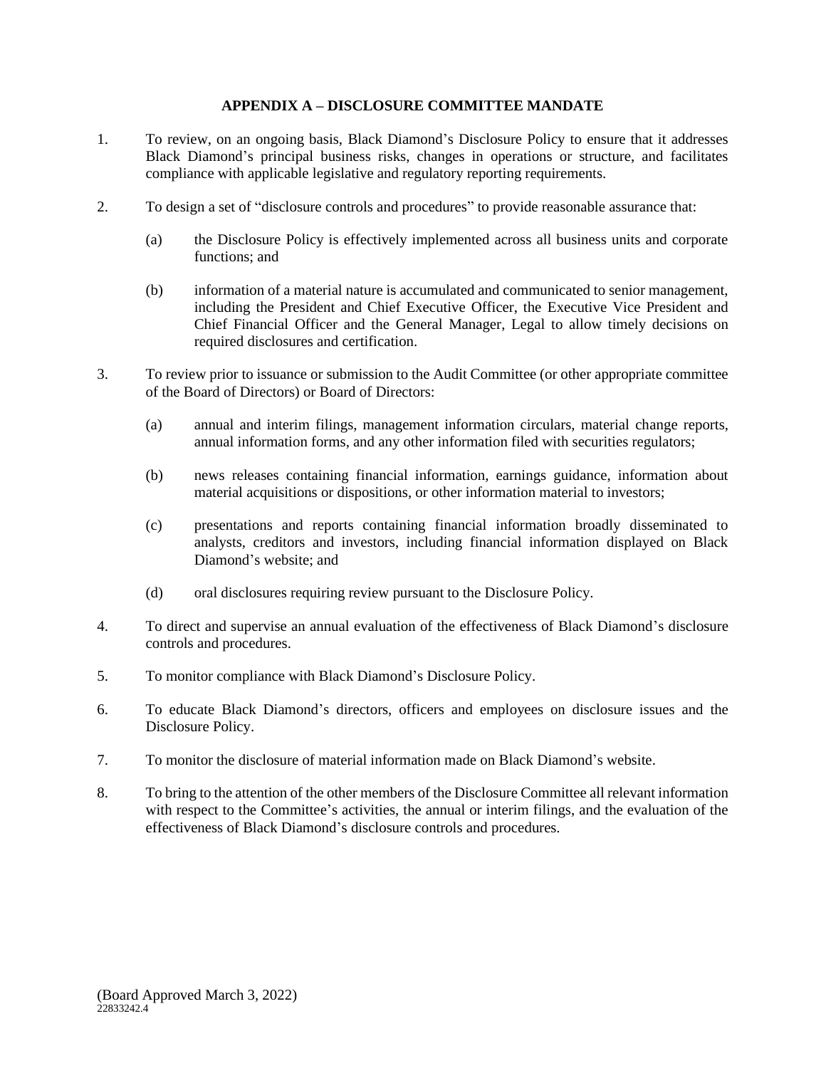# APPENDIX A – DISCLOSURE COMMITTEE MANDATE

1. To review, on an ongoing basis, Black Diamond's Disclosure Policy to ensure that it addresses Black Diamond's principal business risks, changes in operations or structure, and facilitates compliance with applicable legislative and regulatory reporting requirements.

2. To design a set of "disclosure controls and procedures" to provide reasonable assurance that:

   (a) the Disclosure Policy is effectively implemented across all business units and corporate functions; and

   (b) information of a material nature is accumulated and communicated to senior management, including the President and Chief Executive Officer, the Executive Vice President and Chief Financial Officer and the General Manager, Legal to allow timely decisions on required disclosures and certification.

3. To review prior to issuance or submission to the Audit Committee (or other appropriate committee of the Board of Directors) or Board of Directors:

   (a) annual and interim filings, management information circulars, material change reports, annual information forms, and any other information filed with securities regulators;

   (b) news releases containing financial information, earnings guidance, information about material acquisitions or dispositions, or other information material to investors;

   (c) presentations and reports containing financial information broadly disseminated to analysts, creditors and investors, including financial information displayed on Black Diamond's website; and

   (d) oral disclosures requiring review pursuant to the Disclosure Policy.

4. To direct and supervise an annual evaluation of the effectiveness of Black Diamond's disclosure controls and procedures.

5. To monitor compliance with Black Diamond's Disclosure Policy.

6. To educate Black Diamond's directors, officers and employees on disclosure issues and the Disclosure Policy.

7. To monitor the disclosure of material information made on Black Diamond's website.

8. To bring to the attention of the other members of the Disclosure Committee all relevant information with respect to the Committee's activities, the annual or interim filings, and the evaluation of the effectiveness of Black Diamond's disclosure controls and procedures.

(Board Approved March 3, 2022)